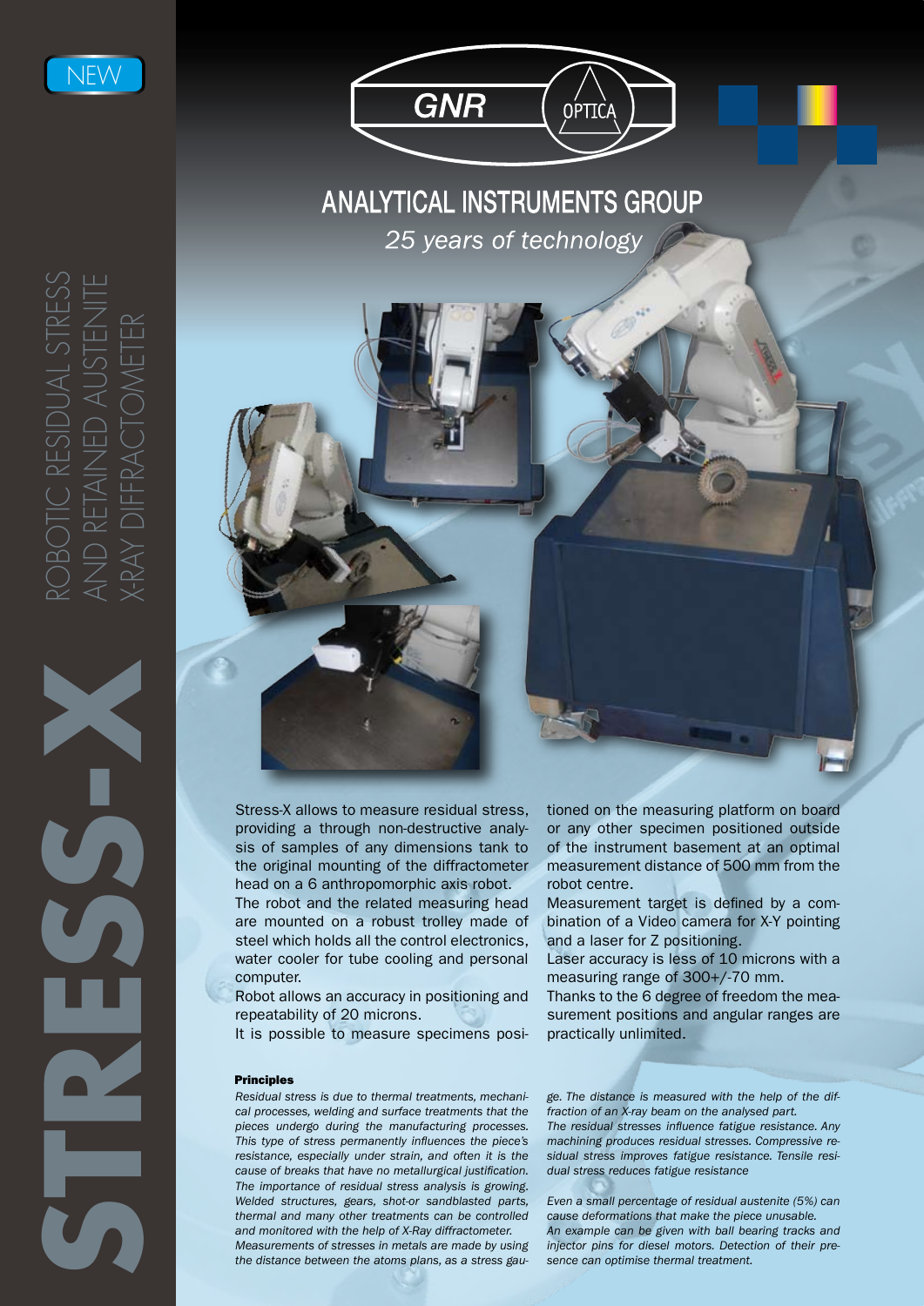NEW

GNR OPTICA

# ANALYTICAL INSTRUMENTS GROUP

*25 years of technology*

# STRESS-X

## ROBOTIC RESIDUAL STRESS AND RETAINED AUSTENITE X-RAY DIFFRACTOMETER

Stress-X allows to measure residual stress, providing a through non-destructive analysis of samples of any dimensions tank to the original mounting of the diffractometer head on a 6 anthropomorphic axis robot.

The robot and the related measuring head are mounted on a robust trolley made of steel which holds all the control electronics, water cooler for tube cooling and personal computer.

Robot allows an accuracy in positioning and repeatability of 20 microns.

It is possible to measure specimens positioned on the measuring platform on board or any other specimen positioned outside of the instrument basement at an optimal measurement distance of 500 mm from the robot centre.

Measurement target is defined by a combination of a Video camera for X-Y pointing and a laser for Z positioning.

Laser accuracy is less of 10 microns with a measuring range of 300+/-70 mm.

Thanks to the 6 degree of freedom the measurement positions and angular ranges are practically unlimited.

### Principles

*Residual stress is due to thermal treatments, mechanical processes, welding and surface treatments that the pieces undergo during the manufacturing processes. This type of stress permanently influences the piece's resistance, especially under strain, and often it is the cause of breaks that have no metallurgical justification. The importance of residual stress analysis is growing. Welded structures, gears, shot-or sandblasted parts, thermal and many other treatments can be controlled and monitored with the help of X-Ray diffractometer. Measurements of stresses in metals are made by using the distance between the atoms plans, as a stress gauge. The distance is measured with the help of the diffraction of an X-ray beam on the analysed part.*

*The residual stresses influence fatigue resistance. Any machining produces residual stresses. Compressive residual stress improves fatigue resistance. Tensile residual stress reduces fatigue resistance*

*Even a small percentage of residual austenite (5%) can cause deformations that make the piece unusable. An example can be given with ball bearing tracks and injector pins for diesel motors. Detection of their presence can optimise thermal treatment.*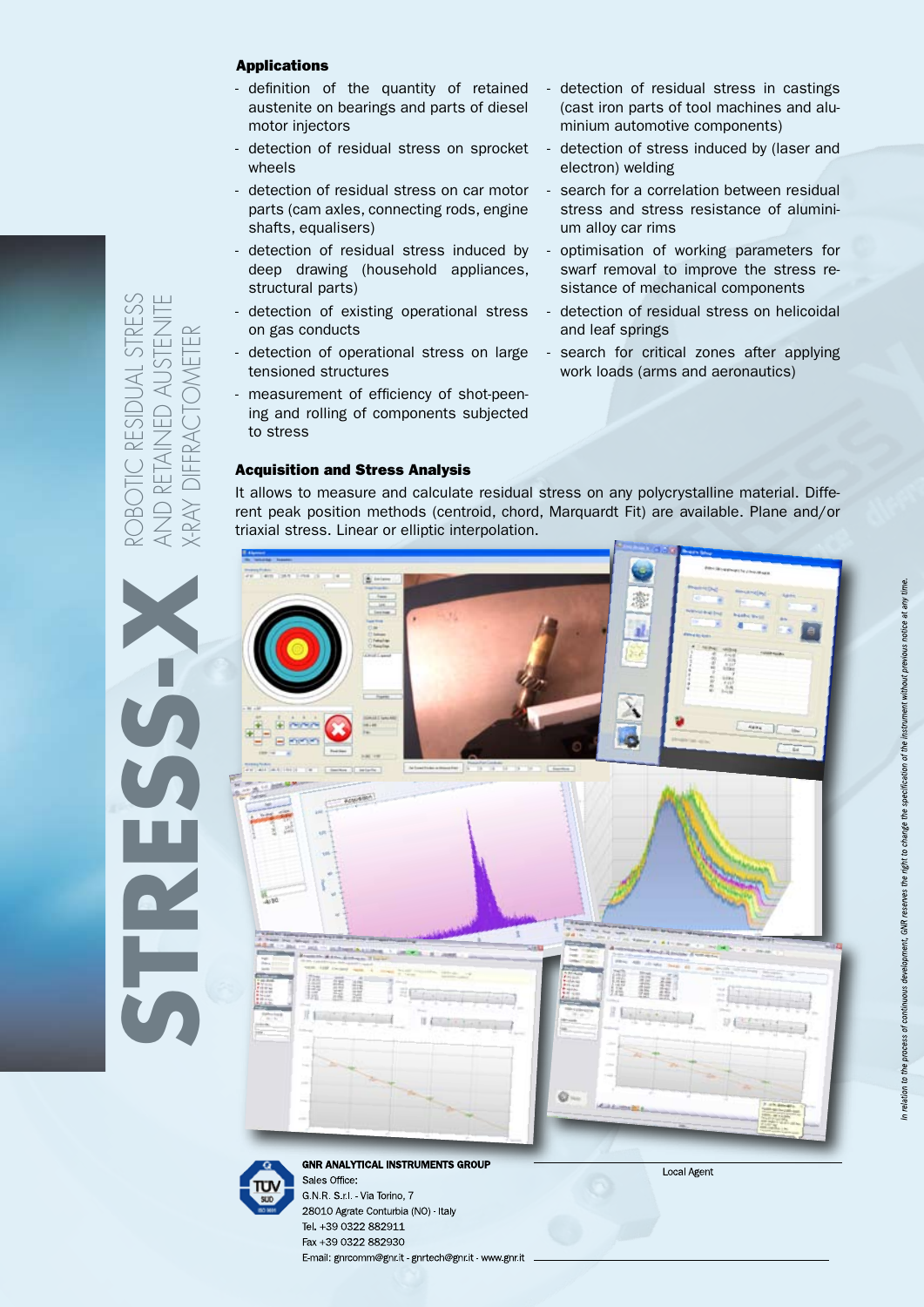STRESS-X

ROBOTIC RESIDUAL STRESS AND RETAINED AUSTENITE X-RAY DIFFRACTOMETER

### Applications

- definition of the quantity of retained austenite on bearings and parts of diesel motor injectors
- detection of residual stress on sprocket wheels
- detection of residual stress on car motor parts (cam axles, connecting rods, engine shafts, equalisers)
- detection of residual stress induced by deep drawing (household appliances, structural parts)
- detection of existing operational stress on gas conducts
- detection of operational stress on large tensioned structures
- measurement of efficiency of shot-peening and rolling of components subjected to stress
- detection of residual stress in castings (cast iron parts of tool machines and aluminium automotive components)
- detection of stress induced by (laser and electron) welding
- search for a correlation between residual stress and stress resistance of aluminium alloy car rims
- optimisation of working parameters for swarf removal to improve the stress resistance of mechanical components
- detection of residual stress on helicoidal and leaf springs
- search for critical zones after applying work loads (arms and aeronautics)

### Acquisition and Stress Analysis

It allows to measure and calculate residual stress on any polycrystalline material. Different peak position methods (centroid, chord, Marquardt Fit) are available. Plane and/or triaxial stress. Linear or elliptic interpolation.

**GNR ANALYTICAL INSTRUMENTS GROUP**
Sales Office:
G.N.R. S.r.l. - Via Torino, 7
28010 Agrate Conturbia (NO) - Italy
Tel. +39 0322 882911
Fax +39 0322 882930
E-mail: gnrcomm@gnr.it - gnrtech@gnr.it - www.gnr.it

Local Agent

*In relation to the process of continuous development, GNR reserves the right to change the specification of the instrument without previous notice at any time.*